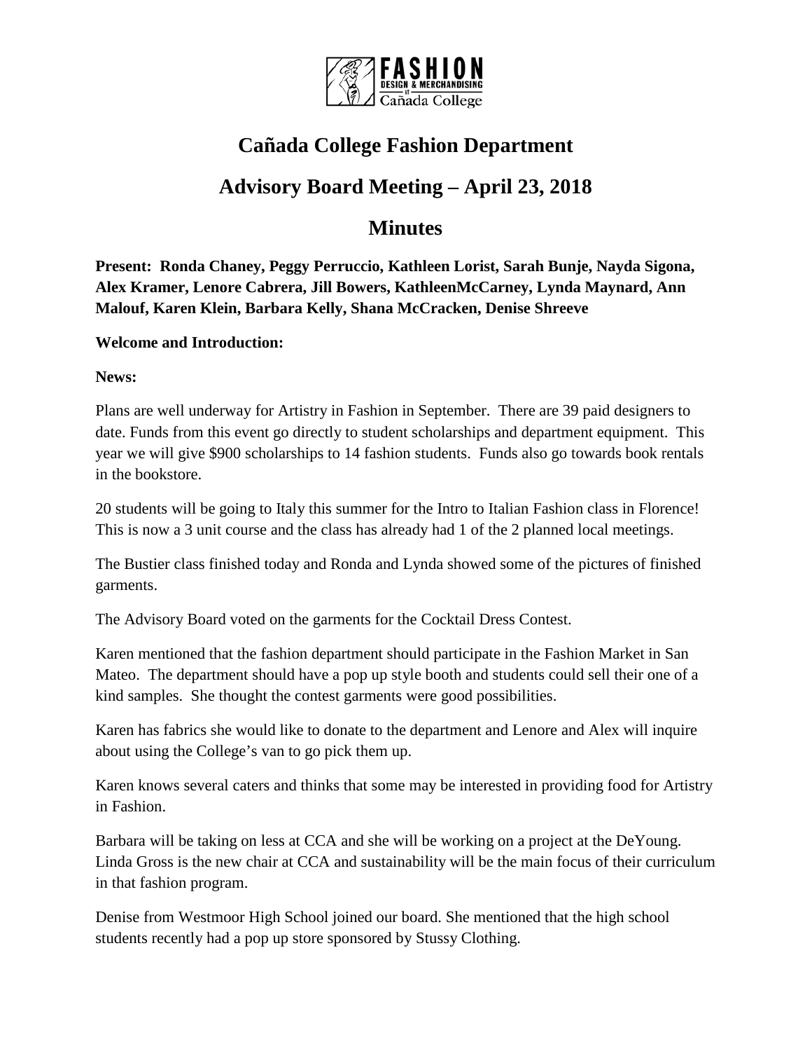# Cañada College Fashion Department

## Advisory Board Meeting – April 23, 2018

## Minutes

**Present: Ronda Chaney, Peggy Perruccio, Kathleen Lorist, Sarah Bunje, Nayda Sigona, Alex Kramer, Lenore Cabrera, Jill Bowers, KathleenMcCarney, Lynda Maynard, Ann Malouf, Karen Klein, Barbara Kelly, Shana McCracken, Denise Shreeve**

**Welcome and Introduction:**

**News:**

Plans are well underway for Artistry in Fashion in September. There are 39 paid designers to date. Funds from this event go directly to student scholarships and department equipment. This year we will give $900 scholarships to 14 fashion students. Funds also go towards book rentals in the bookstore.

20 students will be going to Italy this summer for the Intro to Italian Fashion class in Florence! This is now a 3 unit course and the class has already had 1 of the 2 planned local meetings.

The Bustier class finished today and Ronda and Lynda showed some of the pictures of finished garments.

The Advisory Board voted on the garments for the Cocktail Dress Contest.

Karen mentioned that the fashion department should participate in the Fashion Market in San Mateo. The department should have a pop up style booth and students could sell their one of a kind samples. She thought the contest garments were good possibilities.

Karen has fabrics she would like to donate to the department and Lenore and Alex will inquire about using the College's van to go pick them up.

Karen knows several caters and thinks that some may be interested in providing food for Artistry in Fashion.

Barbara will be taking on less at CCA and she will be working on a project at the DeYoung. Linda Gross is the new chair at CCA and sustainability will be the main focus of their curriculum in that fashion program.

Denise from Westmoor High School joined our board. She mentioned that the high school students recently had a pop up store sponsored by Stussy Clothing.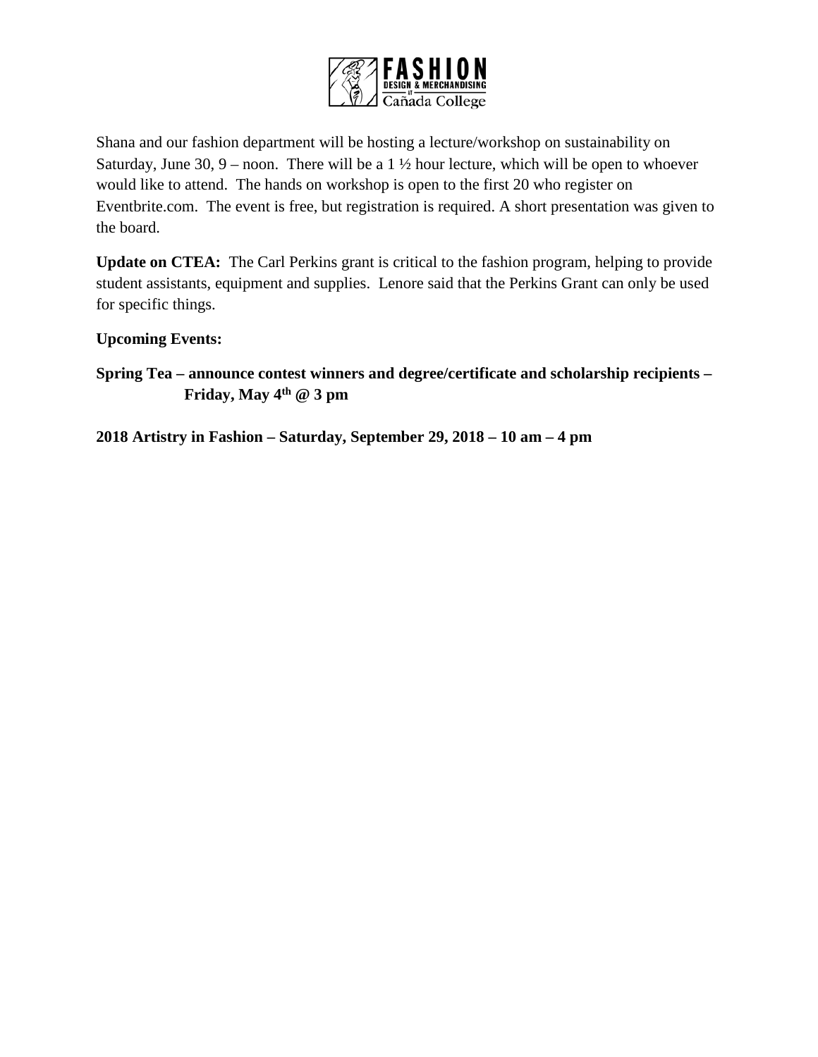Shana and our fashion department will be hosting a lecture/workshop on sustainability on Saturday, June 30, 9 – noon. There will be a 1 ½ hour lecture, which will be open to whoever would like to attend. The hands on workshop is open to the first 20 who register on Eventbrite.com. The event is free, but registration is required. A short presentation was given to the board.

**Update on CTEA:** The Carl Perkins grant is critical to the fashion program, helping to provide student assistants, equipment and supplies. Lenore said that the Perkins Grant can only be used for specific things.

**Upcoming Events:**

**Spring Tea – announce contest winners and degree/certificate and scholarship recipients – Friday, May 4th @ 3 pm**

**2018 Artistry in Fashion – Saturday, September 29, 2018 – 10 am – 4 pm**